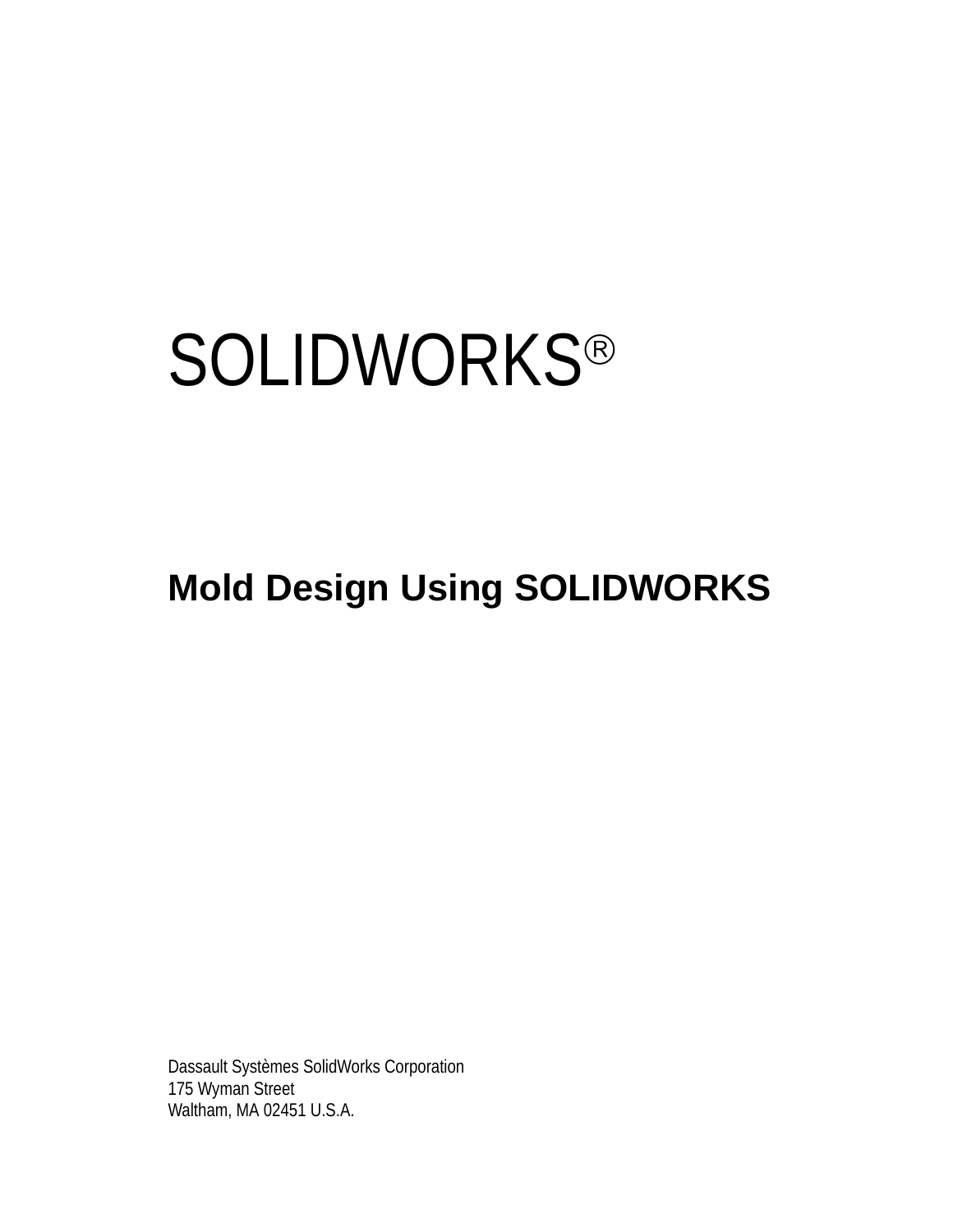# SOLIDWORKS®

## Mold Design Using SOLIDWORKS

Dassault Systèmes SolidWorks Corporation
175 Wyman Street
Waltham, MA 02451 U.S.A.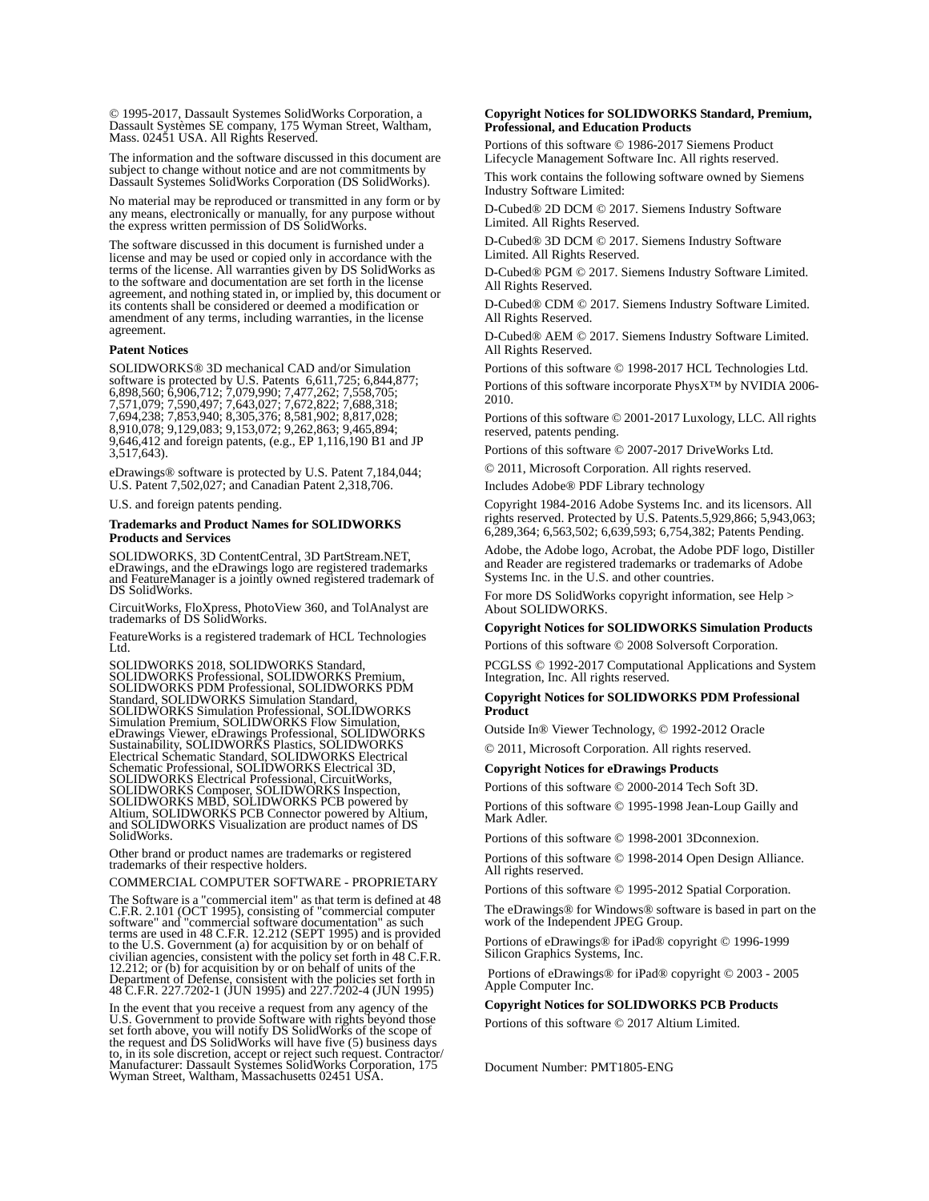© 1995-2017, Dassault Systemes SolidWorks Corporation, a Dassault Systèmes SE company, 175 Wyman Street, Waltham, Mass. 02451 USA. All Rights Reserved.

The information and the software discussed in this document are subject to change without notice and are not commitments by Dassault Systemes SolidWorks Corporation (DS SolidWorks).

No material may be reproduced or transmitted in any form or by any means, electronically or manually, for any purpose without the express written permission of DS SolidWorks.

The software discussed in this document is furnished under a license and may be used or copied only in accordance with the terms of the license. All warranties given by DS SolidWorks as to the software and documentation are set forth in the license agreement, and nothing stated in, or implied by, this document or its contents shall be considered or deemed a modification or amendment of any terms, including warranties, in the license agreement.

**Patent Notices**

SOLIDWORKS® 3D mechanical CAD and/or Simulation software is protected by U.S. Patents 6,611,725; 6,844,877; 6,898,560; 6,906,712; 7,079,990; 7,477,262; 7,558,705; 7,571,079; 7,590,497; 7,643,027; 7,672,822; 7,688,318; 7,694,238; 7,853,940; 8,305,376; 8,581,902; 8,817,028; 8,910,078; 9,129,083; 9,153,072; 9,262,863; 9,465,894; 9,646,412 and foreign patents, (e.g., EP 1,116,190 B1 and JP 3,517,643).

eDrawings® software is protected by U.S. Patent 7,184,044; U.S. Patent 7,502,027; and Canadian Patent 2,318,706.

U.S. and foreign patents pending.

**Trademarks and Product Names for SOLIDWORKS Products and Services**

SOLIDWORKS, 3D ContentCentral, 3D PartStream.NET, eDrawings, and the eDrawings logo are registered trademarks and FeatureManager is a jointly owned registered trademark of DS SolidWorks.

CircuitWorks, FloXpress, PhotoView 360, and TolAnalyst are trademarks of DS SolidWorks.

FeatureWorks is a registered trademark of HCL Technologies Ltd.

SOLIDWORKS 2018, SOLIDWORKS Standard, SOLIDWORKS Professional, SOLIDWORKS Premium, SOLIDWORKS PDM Professional, SOLIDWORKS PDM Standard, SOLIDWORKS Simulation Standard, SOLIDWORKS Simulation Professional, SOLIDWORKS Simulation Premium, SOLIDWORKS Flow Simulation, eDrawings Viewer, eDrawings Professional, SOLIDWORKS Sustainability, SOLIDWORKS Plastics, SOLIDWORKS Electrical Schematic Standard, SOLIDWORKS Electrical Schematic Professional, SOLIDWORKS Electrical 3D, SOLIDWORKS Electrical Professional, CircuitWorks, SOLIDWORKS Composer, SOLIDWORKS Inspection, SOLIDWORKS MBD, SOLIDWORKS PCB powered by Altium, SOLIDWORKS PCB Connector powered by Altium, and SOLIDWORKS Visualization are product names of DS SolidWorks.

Other brand or product names are trademarks or registered trademarks of their respective holders.

COMMERCIAL COMPUTER SOFTWARE - PROPRIETARY

The Software is a "commercial item" as that term is defined at 48 C.F.R. 2.101 (OCT 1995), consisting of "commercial computer software" and "commercial software documentation" as such terms are used in 48 C.F.R. 12.212 (SEPT 1995) and is provided to the U.S. Government (a) for acquisition by or on behalf of civilian agencies, consistent with the policy set forth in 48 C.F.R. 12.212; or (b) for acquisition by or on behalf of units of the Department of Defense, consistent with the policies set forth in 48 C.F.R. 227.7202-1 (JUN 1995) and 227.7202-4 (JUN 1995)

In the event that you receive a request from any agency of the U.S. Government to provide Software with rights beyond those set forth above, you will notify DS SolidWorks of the scope of the request and DS SolidWorks will have five (5) business days to, in its sole discretion, accept or reject such request. Contractor/ Manufacturer: Dassault Systemes SolidWorks Corporation, 175 Wyman Street, Waltham, Massachusetts 02451 USA.

**Copyright Notices for SOLIDWORKS Standard, Premium, Professional, and Education Products**

Portions of this software © 1986-2017 Siemens Product Lifecycle Management Software Inc. All rights reserved.

This work contains the following software owned by Siemens Industry Software Limited:

D-Cubed® 2D DCM © 2017. Siemens Industry Software Limited. All Rights Reserved.

D-Cubed® 3D DCM © 2017. Siemens Industry Software Limited. All Rights Reserved.

D-Cubed® PGM © 2017. Siemens Industry Software Limited. All Rights Reserved.

D-Cubed® CDM © 2017. Siemens Industry Software Limited. All Rights Reserved.

D-Cubed® AEM © 2017. Siemens Industry Software Limited. All Rights Reserved.

Portions of this software © 1998-2017 HCL Technologies Ltd.

Portions of this software incorporate PhysX™ by NVIDIA 2006-2010.

Portions of this software © 2001-2017 Luxology, LLC. All rights reserved, patents pending.

Portions of this software © 2007-2017 DriveWorks Ltd.

© 2011, Microsoft Corporation. All rights reserved.

Includes Adobe® PDF Library technology

Copyright 1984-2016 Adobe Systems Inc. and its licensors. All rights reserved. Protected by U.S. Patents.5,929,866; 5,943,063; 6,289,364; 6,563,502; 6,639,593; 6,754,382; Patents Pending.

Adobe, the Adobe logo, Acrobat, the Adobe PDF logo, Distiller and Reader are registered trademarks or trademarks of Adobe Systems Inc. in the U.S. and other countries.

For more DS SolidWorks copyright information, see Help > About SOLIDWORKS.

**Copyright Notices for SOLIDWORKS Simulation Products**

Portions of this software © 2008 Solversoft Corporation.

PCGLSS © 1992-2017 Computational Applications and System Integration, Inc. All rights reserved.

**Copyright Notices for SOLIDWORKS PDM Professional Product**

Outside In® Viewer Technology, © 1992-2012 Oracle

© 2011, Microsoft Corporation. All rights reserved.

**Copyright Notices for eDrawings Products**

Portions of this software © 2000-2014 Tech Soft 3D.

Portions of this software © 1995-1998 Jean-Loup Gailly and Mark Adler.

Portions of this software © 1998-2001 3Dconnexion.

Portions of this software © 1998-2014 Open Design Alliance. All rights reserved.

Portions of this software © 1995-2012 Spatial Corporation.

The eDrawings® for Windows® software is based in part on the work of the Independent JPEG Group.

Portions of eDrawings® for iPad® copyright © 1996-1999 Silicon Graphics Systems, Inc.

Portions of eDrawings® for iPad® copyright © 2003 - 2005 Apple Computer Inc.

**Copyright Notices for SOLIDWORKS PCB Products**

Portions of this software © 2017 Altium Limited.

Document Number: PMT1805-ENG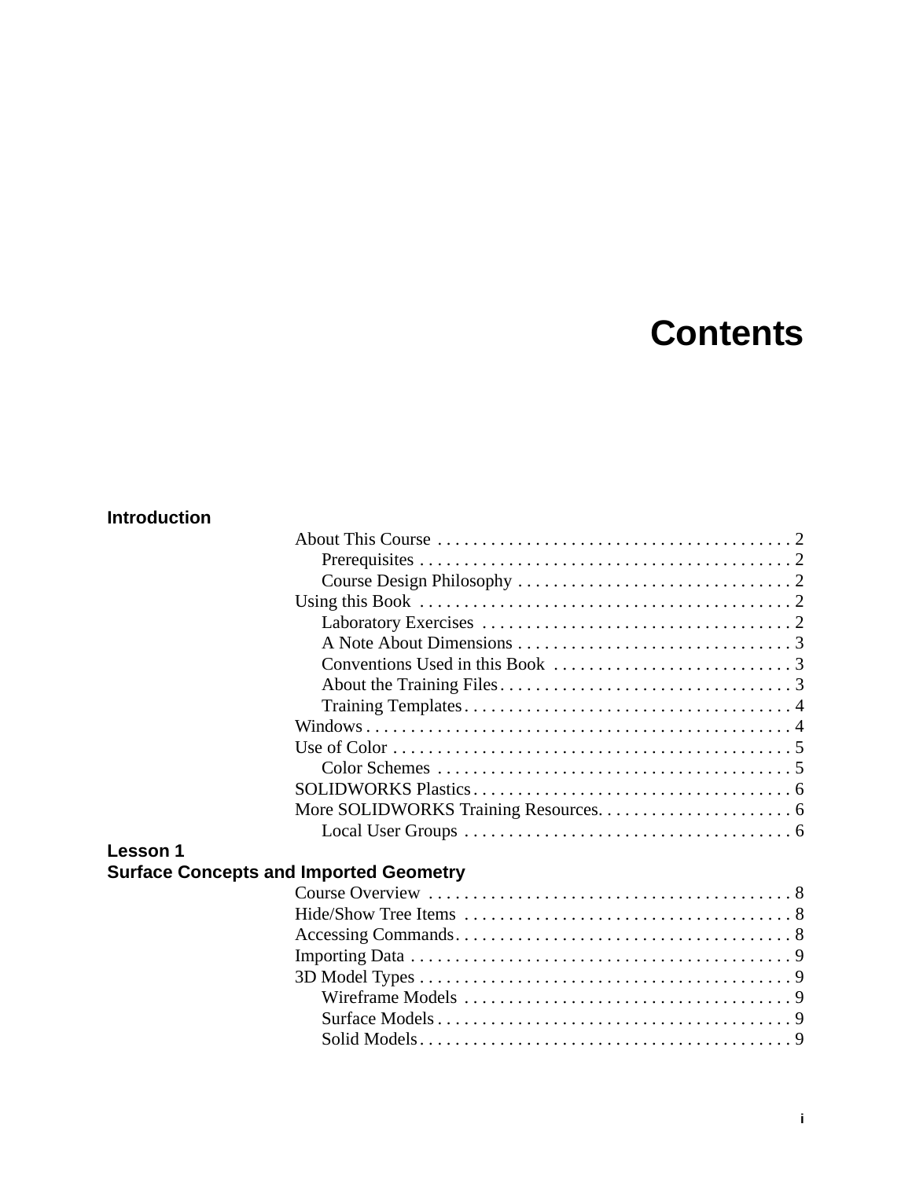# Contents

**Introduction**

- About This Course . . . . . . . . . . . . . . . . . . . . . . . . . . . . . . . . . . . . . . . 2
  - Prerequisites . . . . . . . . . . . . . . . . . . . . . . . . . . . . . . . . . . . . . . . . . 2
  - Course Design Philosophy . . . . . . . . . . . . . . . . . . . . . . . . . . . . . . . 2
- Using this Book . . . . . . . . . . . . . . . . . . . . . . . . . . . . . . . . . . . . . . . . 2
  - Laboratory Exercises . . . . . . . . . . . . . . . . . . . . . . . . . . . . . . . . . . 2
  - A Note About Dimensions . . . . . . . . . . . . . . . . . . . . . . . . . . . . . . . 3
  - Conventions Used in this Book . . . . . . . . . . . . . . . . . . . . . . . . . . . 3
  - About the Training Files . . . . . . . . . . . . . . . . . . . . . . . . . . . . . . . . 3
  - Training Templates . . . . . . . . . . . . . . . . . . . . . . . . . . . . . . . . . . . . 4
- Windows . . . . . . . . . . . . . . . . . . . . . . . . . . . . . . . . . . . . . . . . . . . . . . . 4
- Use of Color . . . . . . . . . . . . . . . . . . . . . . . . . . . . . . . . . . . . . . . . . . . . 5
  - Color Schemes . . . . . . . . . . . . . . . . . . . . . . . . . . . . . . . . . . . . . . . . 5
- SOLIDWORKS Plastics . . . . . . . . . . . . . . . . . . . . . . . . . . . . . . . . . . . . 6
- More SOLIDWORKS Training Resources. . . . . . . . . . . . . . . . . . . . . . 6
  - Local User Groups . . . . . . . . . . . . . . . . . . . . . . . . . . . . . . . . . . . . . 6

**Lesson 1**
**Surface Concepts and Imported Geometry**

- Course Overview . . . . . . . . . . . . . . . . . . . . . . . . . . . . . . . . . . . . . . . . 8
- Hide/Show Tree Items . . . . . . . . . . . . . . . . . . . . . . . . . . . . . . . . . . . . 8
- Accessing Commands . . . . . . . . . . . . . . . . . . . . . . . . . . . . . . . . . . . . . 8
- Importing Data . . . . . . . . . . . . . . . . . . . . . . . . . . . . . . . . . . . . . . . . . . 9
- 3D Model Types . . . . . . . . . . . . . . . . . . . . . . . . . . . . . . . . . . . . . . . . . 9
  - Wireframe Models . . . . . . . . . . . . . . . . . . . . . . . . . . . . . . . . . . . . . 9
  - Surface Models . . . . . . . . . . . . . . . . . . . . . . . . . . . . . . . . . . . . . . . . 9
  - Solid Models . . . . . . . . . . . . . . . . . . . . . . . . . . . . . . . . . . . . . . . . . . 9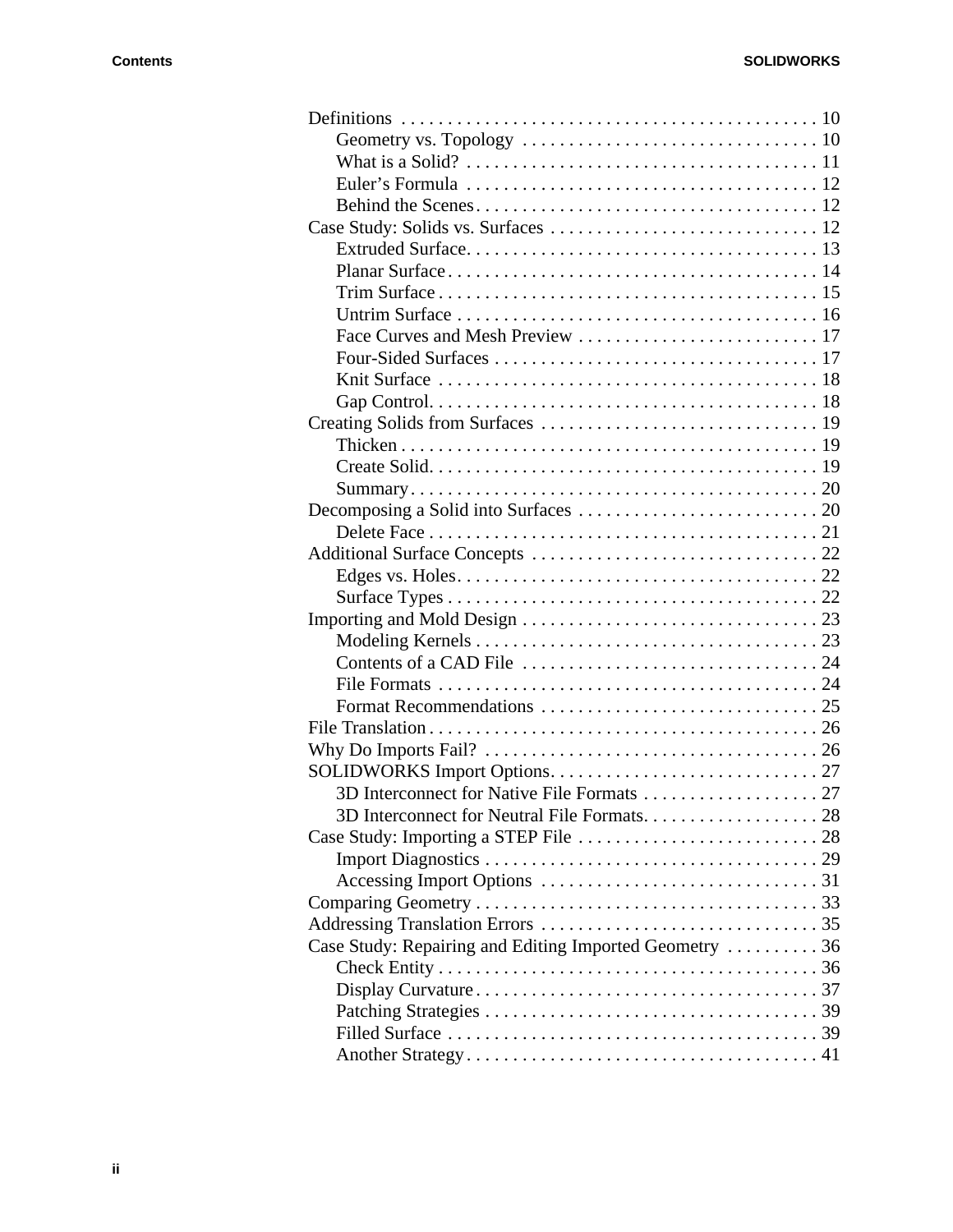- Definitions . . . . . . . . . . . . . . . . . . . . . . . . . . . . . . . . . . . . . . . . . . . . 10
  - Geometry vs. Topology . . . . . . . . . . . . . . . . . . . . . . . . . . . . . . . 10
  - What is a Solid? . . . . . . . . . . . . . . . . . . . . . . . . . . . . . . . . . . . . . 11
  - Euler’s Formula . . . . . . . . . . . . . . . . . . . . . . . . . . . . . . . . . . . . . 12
  - Behind the Scenes . . . . . . . . . . . . . . . . . . . . . . . . . . . . . . . . . . . . 12
- Case Study: Solids vs. Surfaces . . . . . . . . . . . . . . . . . . . . . . . . . . . . . 12
  - Extruded Surface . . . . . . . . . . . . . . . . . . . . . . . . . . . . . . . . . . . . . 13
  - Planar Surface . . . . . . . . . . . . . . . . . . . . . . . . . . . . . . . . . . . . . . . 14
  - Trim Surface . . . . . . . . . . . . . . . . . . . . . . . . . . . . . . . . . . . . . . . . 15
  - Untrim Surface . . . . . . . . . . . . . . . . . . . . . . . . . . . . . . . . . . . . . . 16
  - Face Curves and Mesh Preview . . . . . . . . . . . . . . . . . . . . . . . . . 17
  - Four-Sided Surfaces . . . . . . . . . . . . . . . . . . . . . . . . . . . . . . . . . . 17
  - Knit Surface . . . . . . . . . . . . . . . . . . . . . . . . . . . . . . . . . . . . . . . . 18
  - Gap Control . . . . . . . . . . . . . . . . . . . . . . . . . . . . . . . . . . . . . . . . . 18
- Creating Solids from Surfaces . . . . . . . . . . . . . . . . . . . . . . . . . . . . . 19
  - Thicken . . . . . . . . . . . . . . . . . . . . . . . . . . . . . . . . . . . . . . . . . . . . 19
  - Create Solid . . . . . . . . . . . . . . . . . . . . . . . . . . . . . . . . . . . . . . . . . 19
  - Summary . . . . . . . . . . . . . . . . . . . . . . . . . . . . . . . . . . . . . . . . . . . 20
- Decomposing a Solid into Surfaces . . . . . . . . . . . . . . . . . . . . . . . . . 20
  - Delete Face . . . . . . . . . . . . . . . . . . . . . . . . . . . . . . . . . . . . . . . . . 21
- Additional Surface Concepts . . . . . . . . . . . . . . . . . . . . . . . . . . . . . . 22
  - Edges vs. Holes . . . . . . . . . . . . . . . . . . . . . . . . . . . . . . . . . . . . . . 22
  - Surface Types . . . . . . . . . . . . . . . . . . . . . . . . . . . . . . . . . . . . . . . 22
- Importing and Mold Design . . . . . . . . . . . . . . . . . . . . . . . . . . . . . . . 23
  - Modeling Kernels . . . . . . . . . . . . . . . . . . . . . . . . . . . . . . . . . . . . . 23
  - Contents of a CAD File . . . . . . . . . . . . . . . . . . . . . . . . . . . . . . . 24
  - File Formats . . . . . . . . . . . . . . . . . . . . . . . . . . . . . . . . . . . . . . . . 24
  - Format Recommendations . . . . . . . . . . . . . . . . . . . . . . . . . . . . . 25
- File Translation . . . . . . . . . . . . . . . . . . . . . . . . . . . . . . . . . . . . . . . . . 26
- Why Do Imports Fail? . . . . . . . . . . . . . . . . . . . . . . . . . . . . . . . . . . . 26
- SOLIDWORKS Import Options . . . . . . . . . . . . . . . . . . . . . . . . . . . . 27
  - 3D Interconnect for Native File Formats . . . . . . . . . . . . . . . . . . 27
  - 3D Interconnect for Neutral File Formats . . . . . . . . . . . . . . . . . . 28
- Case Study: Importing a STEP File . . . . . . . . . . . . . . . . . . . . . . . . . 28
  - Import Diagnostics . . . . . . . . . . . . . . . . . . . . . . . . . . . . . . . . . . . 29
  - Accessing Import Options . . . . . . . . . . . . . . . . . . . . . . . . . . . . . 31
- Comparing Geometry . . . . . . . . . . . . . . . . . . . . . . . . . . . . . . . . . . . . 33
- Addressing Translation Errors . . . . . . . . . . . . . . . . . . . . . . . . . . . . 35
- Case Study: Repairing and Editing Imported Geometry . . . . . . . . . . 36
  - Check Entity . . . . . . . . . . . . . . . . . . . . . . . . . . . . . . . . . . . . . . . . 36
  - Display Curvature . . . . . . . . . . . . . . . . . . . . . . . . . . . . . . . . . . . . 37
  - Patching Strategies . . . . . . . . . . . . . . . . . . . . . . . . . . . . . . . . . . . 39
  - Filled Surface . . . . . . . . . . . . . . . . . . . . . . . . . . . . . . . . . . . . . . . 39
  - Another Strategy . . . . . . . . . . . . . . . . . . . . . . . . . . . . . . . . . . . . . 41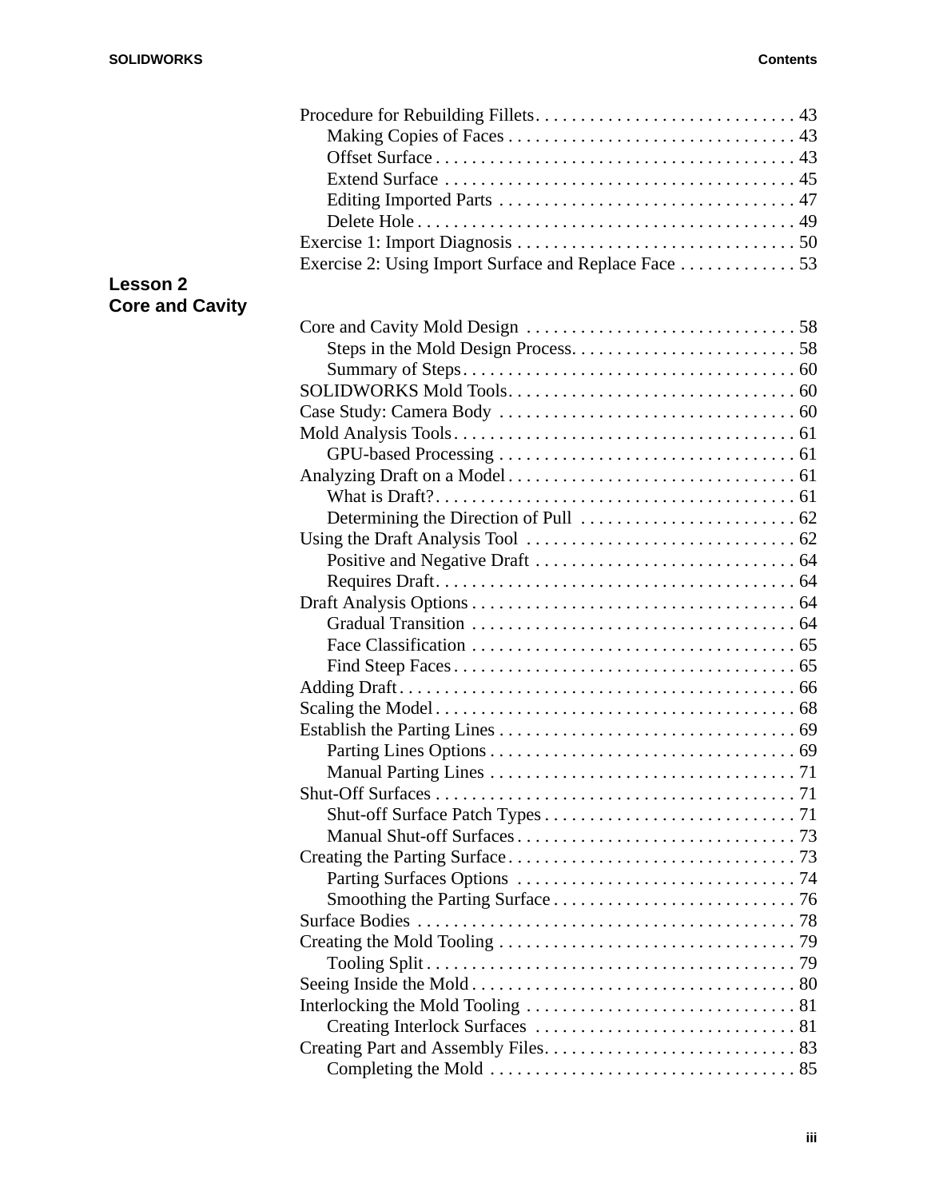- Procedure for Rebuilding Fillets . . . . . . . . . . . . . . . . . . . . . . . . . . . . . 43
  - Making Copies of Faces . . . . . . . . . . . . . . . . . . . . . . . . . . . . . . . 43
  - Offset Surface . . . . . . . . . . . . . . . . . . . . . . . . . . . . . . . . . . . . . . . 43
  - Extend Surface . . . . . . . . . . . . . . . . . . . . . . . . . . . . . . . . . . . . . . 45
  - Editing Imported Parts . . . . . . . . . . . . . . . . . . . . . . . . . . . . . . . . 47
  - Delete Hole . . . . . . . . . . . . . . . . . . . . . . . . . . . . . . . . . . . . . . . . . 49
- Exercise 1: Import Diagnosis . . . . . . . . . . . . . . . . . . . . . . . . . . . . . . . 50
- Exercise 2: Using Import Surface and Replace Face . . . . . . . . . . . . . 53

## Lesson 2
## Core and Cavity

- Core and Cavity Mold Design . . . . . . . . . . . . . . . . . . . . . . . . . . . . . . 58
  - Steps in the Mold Design Process. . . . . . . . . . . . . . . . . . . . . . . . . 58
  - Summary of Steps . . . . . . . . . . . . . . . . . . . . . . . . . . . . . . . . . . . . 60
- SOLIDWORKS Mold Tools . . . . . . . . . . . . . . . . . . . . . . . . . . . . . . . . 60
- Case Study: Camera Body . . . . . . . . . . . . . . . . . . . . . . . . . . . . . . . . . 60
- Mold Analysis Tools . . . . . . . . . . . . . . . . . . . . . . . . . . . . . . . . . . . . . . 61
  - GPU-based Processing . . . . . . . . . . . . . . . . . . . . . . . . . . . . . . . . . 61
- Analyzing Draft on a Model . . . . . . . . . . . . . . . . . . . . . . . . . . . . . . . . 61
  - What is Draft? . . . . . . . . . . . . . . . . . . . . . . . . . . . . . . . . . . . . . . . 61
  - Determining the Direction of Pull . . . . . . . . . . . . . . . . . . . . . . . . 62
- Using the Draft Analysis Tool . . . . . . . . . . . . . . . . . . . . . . . . . . . . . . 62
  - Positive and Negative Draft . . . . . . . . . . . . . . . . . . . . . . . . . . . . . 64
  - Requires Draft. . . . . . . . . . . . . . . . . . . . . . . . . . . . . . . . . . . . . . . . 64
- Draft Analysis Options . . . . . . . . . . . . . . . . . . . . . . . . . . . . . . . . . . . . 64
  - Gradual Transition . . . . . . . . . . . . . . . . . . . . . . . . . . . . . . . . . . . . 64
  - Face Classification . . . . . . . . . . . . . . . . . . . . . . . . . . . . . . . . . . . . 65
  - Find Steep Faces . . . . . . . . . . . . . . . . . . . . . . . . . . . . . . . . . . . . . . 65
- Adding Draft . . . . . . . . . . . . . . . . . . . . . . . . . . . . . . . . . . . . . . . . . . . . 66
- Scaling the Model . . . . . . . . . . . . . . . . . . . . . . . . . . . . . . . . . . . . . . . . 68
- Establish the Parting Lines . . . . . . . . . . . . . . . . . . . . . . . . . . . . . . . . . 69
  - Parting Lines Options . . . . . . . . . . . . . . . . . . . . . . . . . . . . . . . . . . 69
  - Manual Parting Lines . . . . . . . . . . . . . . . . . . . . . . . . . . . . . . . . . . 71
- Shut-Off Surfaces . . . . . . . . . . . . . . . . . . . . . . . . . . . . . . . . . . . . . . . . 71
  - Shut-off Surface Patch Types . . . . . . . . . . . . . . . . . . . . . . . . . . . . 71
  - Manual Shut-off Surfaces . . . . . . . . . . . . . . . . . . . . . . . . . . . . . . . 73
- Creating the Parting Surface . . . . . . . . . . . . . . . . . . . . . . . . . . . . . . . . 73
  - Parting Surfaces Options . . . . . . . . . . . . . . . . . . . . . . . . . . . . . . . 74
  - Smoothing the Parting Surface . . . . . . . . . . . . . . . . . . . . . . . . . . . 76
- Surface Bodies . . . . . . . . . . . . . . . . . . . . . . . . . . . . . . . . . . . . . . . . . . 78
- Creating the Mold Tooling . . . . . . . . . . . . . . . . . . . . . . . . . . . . . . . . . 79
  - Tooling Split . . . . . . . . . . . . . . . . . . . . . . . . . . . . . . . . . . . . . . . . . 79
- Seeing Inside the Mold . . . . . . . . . . . . . . . . . . . . . . . . . . . . . . . . . . . . 80
- Interlocking the Mold Tooling . . . . . . . . . . . . . . . . . . . . . . . . . . . . . . 81
  - Creating Interlock Surfaces . . . . . . . . . . . . . . . . . . . . . . . . . . . . . 81
- Creating Part and Assembly Files. . . . . . . . . . . . . . . . . . . . . . . . . . . . 83
  - Completing the Mold . . . . . . . . . . . . . . . . . . . . . . . . . . . . . . . . . . 85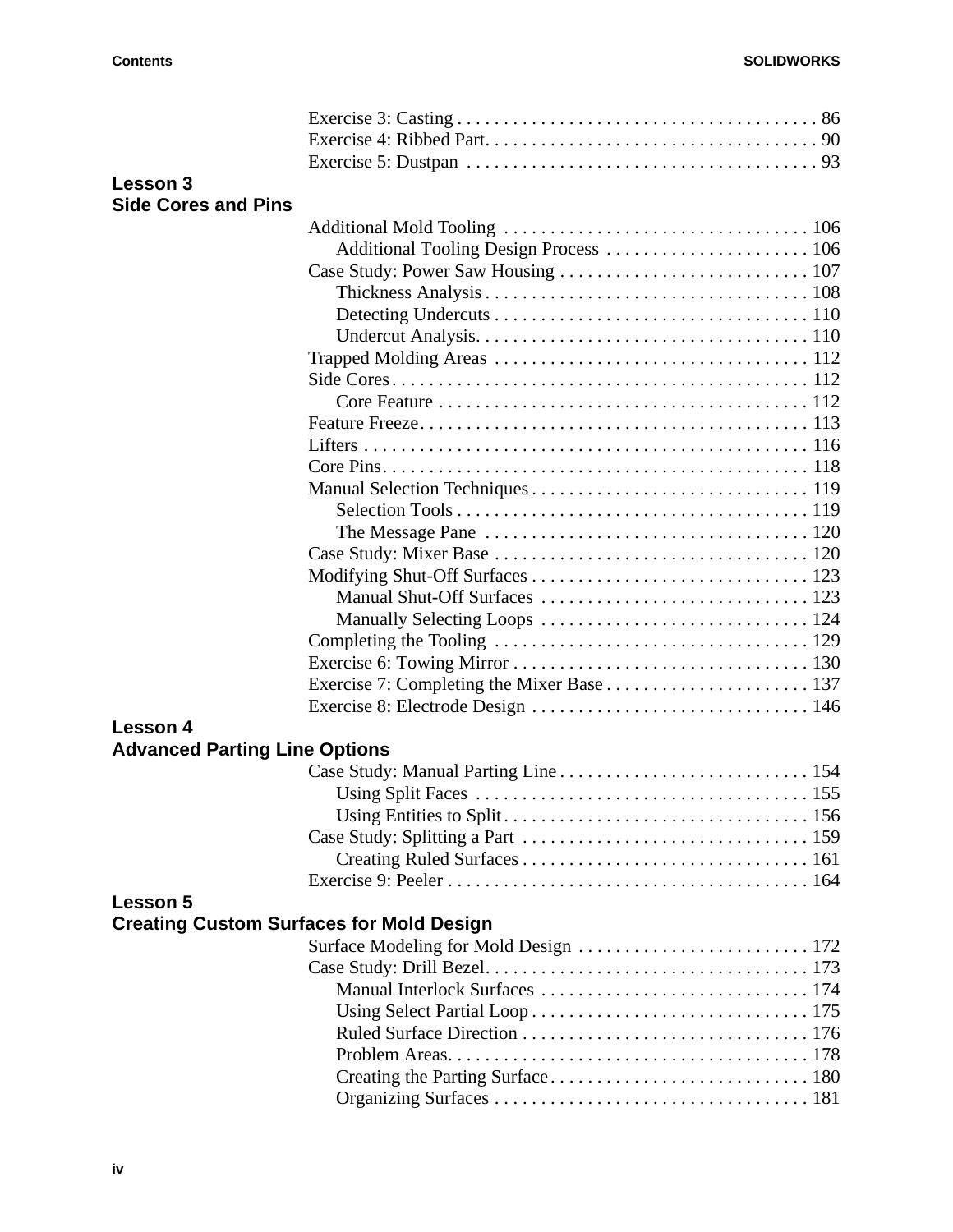Exercise 3: Casting . . . . . . . . . . . . . . . . . . . . . . . . . . . . . . . . . . . . . . . 86
Exercise 4: Ribbed Part. . . . . . . . . . . . . . . . . . . . . . . . . . . . . . . . . . . . 90
Exercise 5: Dustpan . . . . . . . . . . . . . . . . . . . . . . . . . . . . . . . . . . . . . . 93

## Lesson 3
## Side Cores and Pins

Additional Mold Tooling . . . . . . . . . . . . . . . . . . . . . . . . . . . . . . . . . 106
- Additional Tooling Design Process . . . . . . . . . . . . . . . . . . . . . . 106

Case Study: Power Saw Housing . . . . . . . . . . . . . . . . . . . . . . . . . . . 107
- Thickness Analysis . . . . . . . . . . . . . . . . . . . . . . . . . . . . . . . . . . . 108
- Detecting Undercuts . . . . . . . . . . . . . . . . . . . . . . . . . . . . . . . . . . 110
- Undercut Analysis. . . . . . . . . . . . . . . . . . . . . . . . . . . . . . . . . . . . 110

Trapped Molding Areas . . . . . . . . . . . . . . . . . . . . . . . . . . . . . . . . . . 112
Side Cores. . . . . . . . . . . . . . . . . . . . . . . . . . . . . . . . . . . . . . . . . . . . . 112
- Core Feature . . . . . . . . . . . . . . . . . . . . . . . . . . . . . . . . . . . . . . . . 112

Feature Freeze. . . . . . . . . . . . . . . . . . . . . . . . . . . . . . . . . . . . . . . . . . 113
Lifters . . . . . . . . . . . . . . . . . . . . . . . . . . . . . . . . . . . . . . . . . . . . . . . . 116
Core Pins. . . . . . . . . . . . . . . . . . . . . . . . . . . . . . . . . . . . . . . . . . . . . . 118
Manual Selection Techniques . . . . . . . . . . . . . . . . . . . . . . . . . . . . . . 119
- Selection Tools . . . . . . . . . . . . . . . . . . . . . . . . . . . . . . . . . . . . . . 119
- The Message Pane . . . . . . . . . . . . . . . . . . . . . . . . . . . . . . . . . . . 120

Case Study: Mixer Base . . . . . . . . . . . . . . . . . . . . . . . . . . . . . . . . . . 120
Modifying Shut-Off Surfaces . . . . . . . . . . . . . . . . . . . . . . . . . . . . . . 123
- Manual Shut-Off Surfaces . . . . . . . . . . . . . . . . . . . . . . . . . . . . . 123
- Manually Selecting Loops . . . . . . . . . . . . . . . . . . . . . . . . . . . . . 124

Completing the Tooling . . . . . . . . . . . . . . . . . . . . . . . . . . . . . . . . . . 129
Exercise 6: Towing Mirror . . . . . . . . . . . . . . . . . . . . . . . . . . . . . . . . 130
Exercise 7: Completing the Mixer Base . . . . . . . . . . . . . . . . . . . . . . 137
Exercise 8: Electrode Design . . . . . . . . . . . . . . . . . . . . . . . . . . . . . . 146

## Lesson 4
## Advanced Parting Line Options

Case Study: Manual Parting Line . . . . . . . . . . . . . . . . . . . . . . . . . . . 154
- Using Split Faces . . . . . . . . . . . . . . . . . . . . . . . . . . . . . . . . . . . . 155
- Using Entities to Split . . . . . . . . . . . . . . . . . . . . . . . . . . . . . . . . . 156

Case Study: Splitting a Part . . . . . . . . . . . . . . . . . . . . . . . . . . . . . . . 159
- Creating Ruled Surfaces . . . . . . . . . . . . . . . . . . . . . . . . . . . . . . . 161

Exercise 9: Peeler . . . . . . . . . . . . . . . . . . . . . . . . . . . . . . . . . . . . . . . 164

## Lesson 5
## Creating Custom Surfaces for Mold Design

Surface Modeling for Mold Design . . . . . . . . . . . . . . . . . . . . . . . . . 172
Case Study: Drill Bezel. . . . . . . . . . . . . . . . . . . . . . . . . . . . . . . . . . . 173
- Manual Interlock Surfaces . . . . . . . . . . . . . . . . . . . . . . . . . . . . . 174
- Using Select Partial Loop . . . . . . . . . . . . . . . . . . . . . . . . . . . . . . 175
- Ruled Surface Direction . . . . . . . . . . . . . . . . . . . . . . . . . . . . . . . 176
- Problem Areas. . . . . . . . . . . . . . . . . . . . . . . . . . . . . . . . . . . . . . . 178
- Creating the Parting Surface . . . . . . . . . . . . . . . . . . . . . . . . . . . . 180
- Organizing Surfaces . . . . . . . . . . . . . . . . . . . . . . . . . . . . . . . . . . 181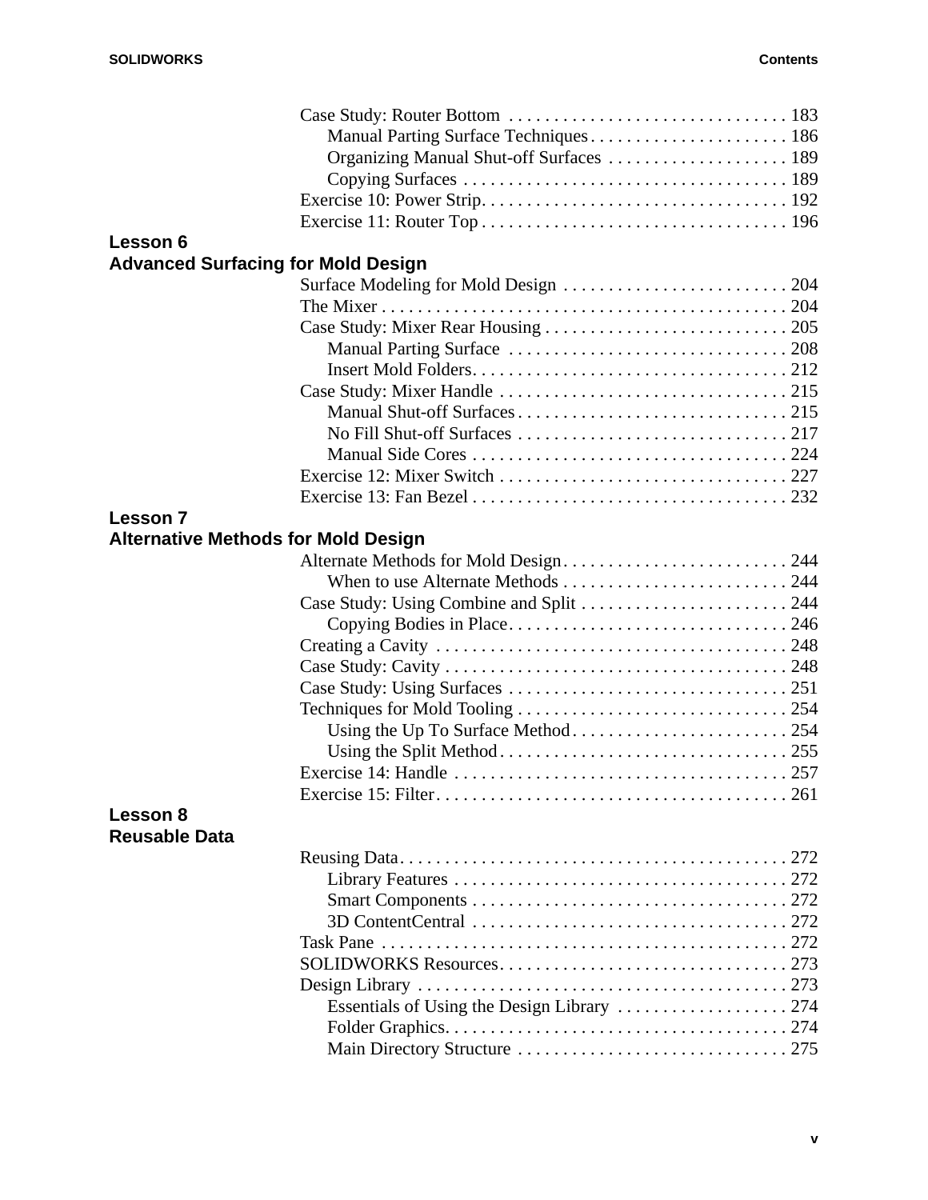- Case Study: Router Bottom . . . . . . . . . . . . . . . . . . . . . . . . . . . . . . . 183
  - Manual Parting Surface Techniques . . . . . . . . . . . . . . . . . . . . . . 186
  - Organizing Manual Shut-off Surfaces . . . . . . . . . . . . . . . . . . . . 189
  - Copying Surfaces . . . . . . . . . . . . . . . . . . . . . . . . . . . . . . . . . . . . 189
- Exercise 10: Power Strip. . . . . . . . . . . . . . . . . . . . . . . . . . . . . . . . . . 192
- Exercise 11: Router Top . . . . . . . . . . . . . . . . . . . . . . . . . . . . . . . . . . 196

## Lesson 6
## Advanced Surfacing for Mold Design

- Surface Modeling for Mold Design . . . . . . . . . . . . . . . . . . . . . . . . . 204
- The Mixer . . . . . . . . . . . . . . . . . . . . . . . . . . . . . . . . . . . . . . . . . . . . 204
- Case Study: Mixer Rear Housing . . . . . . . . . . . . . . . . . . . . . . . . . . . 205
  - Manual Parting Surface . . . . . . . . . . . . . . . . . . . . . . . . . . . . . . . 208
  - Insert Mold Folders. . . . . . . . . . . . . . . . . . . . . . . . . . . . . . . . . . . 212
- Case Study: Mixer Handle . . . . . . . . . . . . . . . . . . . . . . . . . . . . . . . . 215
  - Manual Shut-off Surfaces . . . . . . . . . . . . . . . . . . . . . . . . . . . . . . 215
  - No Fill Shut-off Surfaces . . . . . . . . . . . . . . . . . . . . . . . . . . . . . . 217
  - Manual Side Cores . . . . . . . . . . . . . . . . . . . . . . . . . . . . . . . . . . . 224
- Exercise 12: Mixer Switch . . . . . . . . . . . . . . . . . . . . . . . . . . . . . . . . 227
- Exercise 13: Fan Bezel . . . . . . . . . . . . . . . . . . . . . . . . . . . . . . . . . . . 232

## Lesson 7
## Alternative Methods for Mold Design

- Alternate Methods for Mold Design. . . . . . . . . . . . . . . . . . . . . . . . . 244
  - When to use Alternate Methods . . . . . . . . . . . . . . . . . . . . . . . . . 244
- Case Study: Using Combine and Split . . . . . . . . . . . . . . . . . . . . . . . 244
  - Copying Bodies in Place. . . . . . . . . . . . . . . . . . . . . . . . . . . . . . . 246
- Creating a Cavity . . . . . . . . . . . . . . . . . . . . . . . . . . . . . . . . . . . . . . . 248
- Case Study: Cavity . . . . . . . . . . . . . . . . . . . . . . . . . . . . . . . . . . . . . . 248
- Case Study: Using Surfaces . . . . . . . . . . . . . . . . . . . . . . . . . . . . . . . 251
- Techniques for Mold Tooling . . . . . . . . . . . . . . . . . . . . . . . . . . . . . . 254
  - Using the Up To Surface Method . . . . . . . . . . . . . . . . . . . . . . . . 254
  - Using the Split Method . . . . . . . . . . . . . . . . . . . . . . . . . . . . . . . . 255
- Exercise 14: Handle . . . . . . . . . . . . . . . . . . . . . . . . . . . . . . . . . . . . . 257
- Exercise 15: Filter. . . . . . . . . . . . . . . . . . . . . . . . . . . . . . . . . . . . . . . 261

## Lesson 8
## Reusable Data

- Reusing Data. . . . . . . . . . . . . . . . . . . . . . . . . . . . . . . . . . . . . . . . . . . 272
  - Library Features . . . . . . . . . . . . . . . . . . . . . . . . . . . . . . . . . . . . . 272
  - Smart Components . . . . . . . . . . . . . . . . . . . . . . . . . . . . . . . . . . . 272
  - 3D ContentCentral . . . . . . . . . . . . . . . . . . . . . . . . . . . . . . . . . . . 272
- Task Pane . . . . . . . . . . . . . . . . . . . . . . . . . . . . . . . . . . . . . . . . . . . . 272
- SOLIDWORKS Resources. . . . . . . . . . . . . . . . . . . . . . . . . . . . . . . . 273
- Design Library . . . . . . . . . . . . . . . . . . . . . . . . . . . . . . . . . . . . . . . . . 273
  - Essentials of Using the Design Library . . . . . . . . . . . . . . . . . . . 274
  - Folder Graphics. . . . . . . . . . . . . . . . . . . . . . . . . . . . . . . . . . . . . . 274
  - Main Directory Structure . . . . . . . . . . . . . . . . . . . . . . . . . . . . . . 275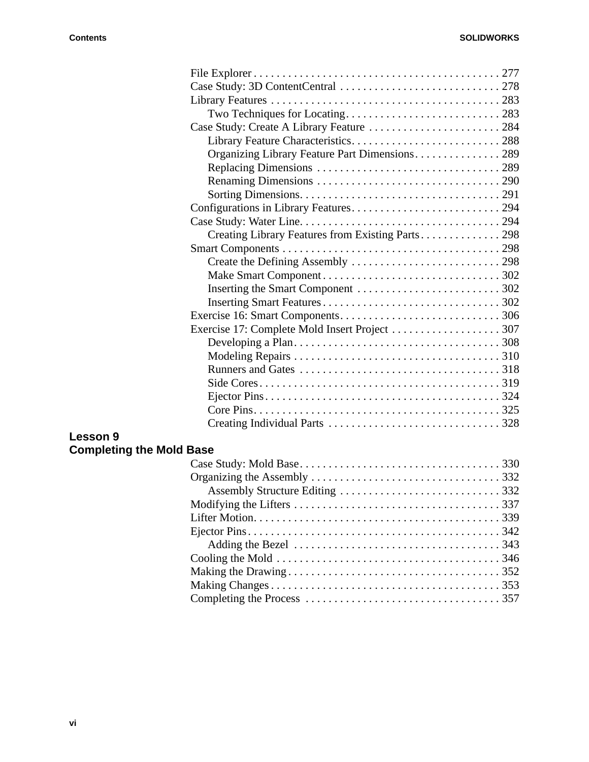File Explorer . . . . . . . . . . . . . . . . . . . . . . . . . . . . . . . . . . . . . . . . . . 277
Case Study: 3D ContentCentral . . . . . . . . . . . . . . . . . . . . . . . . . . . . 278
Library Features . . . . . . . . . . . . . . . . . . . . . . . . . . . . . . . . . . . . . . . 283
    Two Techniques for Locating. . . . . . . . . . . . . . . . . . . . . . . . . . . 283
Case Study: Create A Library Feature . . . . . . . . . . . . . . . . . . . . . . . 284
    Library Feature Characteristics. . . . . . . . . . . . . . . . . . . . . . . . . . 288
    Organizing Library Feature Part Dimensions . . . . . . . . . . . . . . . 289
    Replacing Dimensions . . . . . . . . . . . . . . . . . . . . . . . . . . . . . . . . 289
    Renaming Dimensions . . . . . . . . . . . . . . . . . . . . . . . . . . . . . . . . 290
    Sorting Dimensions. . . . . . . . . . . . . . . . . . . . . . . . . . . . . . . . . . . 291
Configurations in Library Features. . . . . . . . . . . . . . . . . . . . . . . . . . 294
Case Study: Water Line. . . . . . . . . . . . . . . . . . . . . . . . . . . . . . . . . . . 294
    Creating Library Features from Existing Parts . . . . . . . . . . . . . . 298
Smart Components . . . . . . . . . . . . . . . . . . . . . . . . . . . . . . . . . . . . . . 298
    Create the Defining Assembly . . . . . . . . . . . . . . . . . . . . . . . . . . 298
    Make Smart Component . . . . . . . . . . . . . . . . . . . . . . . . . . . . . . . 302
    Inserting the Smart Component . . . . . . . . . . . . . . . . . . . . . . . . . 302
    Inserting Smart Features . . . . . . . . . . . . . . . . . . . . . . . . . . . . . . . 302
Exercise 16: Smart Components. . . . . . . . . . . . . . . . . . . . . . . . . . . . 306
Exercise 17: Complete Mold Insert Project . . . . . . . . . . . . . . . . . . . 307
    Developing a Plan. . . . . . . . . . . . . . . . . . . . . . . . . . . . . . . . . . . . 308
    Modeling Repairs . . . . . . . . . . . . . . . . . . . . . . . . . . . . . . . . . . . . 310
    Runners and Gates . . . . . . . . . . . . . . . . . . . . . . . . . . . . . . . . . . . 318
    Side Cores . . . . . . . . . . . . . . . . . . . . . . . . . . . . . . . . . . . . . . . . . . 319
    Ejector Pins . . . . . . . . . . . . . . . . . . . . . . . . . . . . . . . . . . . . . . . . . 324
    Core Pins. . . . . . . . . . . . . . . . . . . . . . . . . . . . . . . . . . . . . . . . . . . 325
    Creating Individual Parts . . . . . . . . . . . . . . . . . . . . . . . . . . . . . . 328

## Lesson 9
## Completing the Mold Base

Case Study: Mold Base. . . . . . . . . . . . . . . . . . . . . . . . . . . . . . . . . . . 330
Organizing the Assembly . . . . . . . . . . . . . . . . . . . . . . . . . . . . . . . . . 332
    Assembly Structure Editing . . . . . . . . . . . . . . . . . . . . . . . . . . . . 332
Modifying the Lifters . . . . . . . . . . . . . . . . . . . . . . . . . . . . . . . . . . . . 337
Lifter Motion. . . . . . . . . . . . . . . . . . . . . . . . . . . . . . . . . . . . . . . . . . . 339
Ejector Pins . . . . . . . . . . . . . . . . . . . . . . . . . . . . . . . . . . . . . . . . . . . 342
    Adding the Bezel . . . . . . . . . . . . . . . . . . . . . . . . . . . . . . . . . . . . 343
Cooling the Mold . . . . . . . . . . . . . . . . . . . . . . . . . . . . . . . . . . . . . . . 346
Making the Drawing . . . . . . . . . . . . . . . . . . . . . . . . . . . . . . . . . . . . . 352
Making Changes . . . . . . . . . . . . . . . . . . . . . . . . . . . . . . . . . . . . . . . . 353
Completing the Process . . . . . . . . . . . . . . . . . . . . . . . . . . . . . . . . . . 357